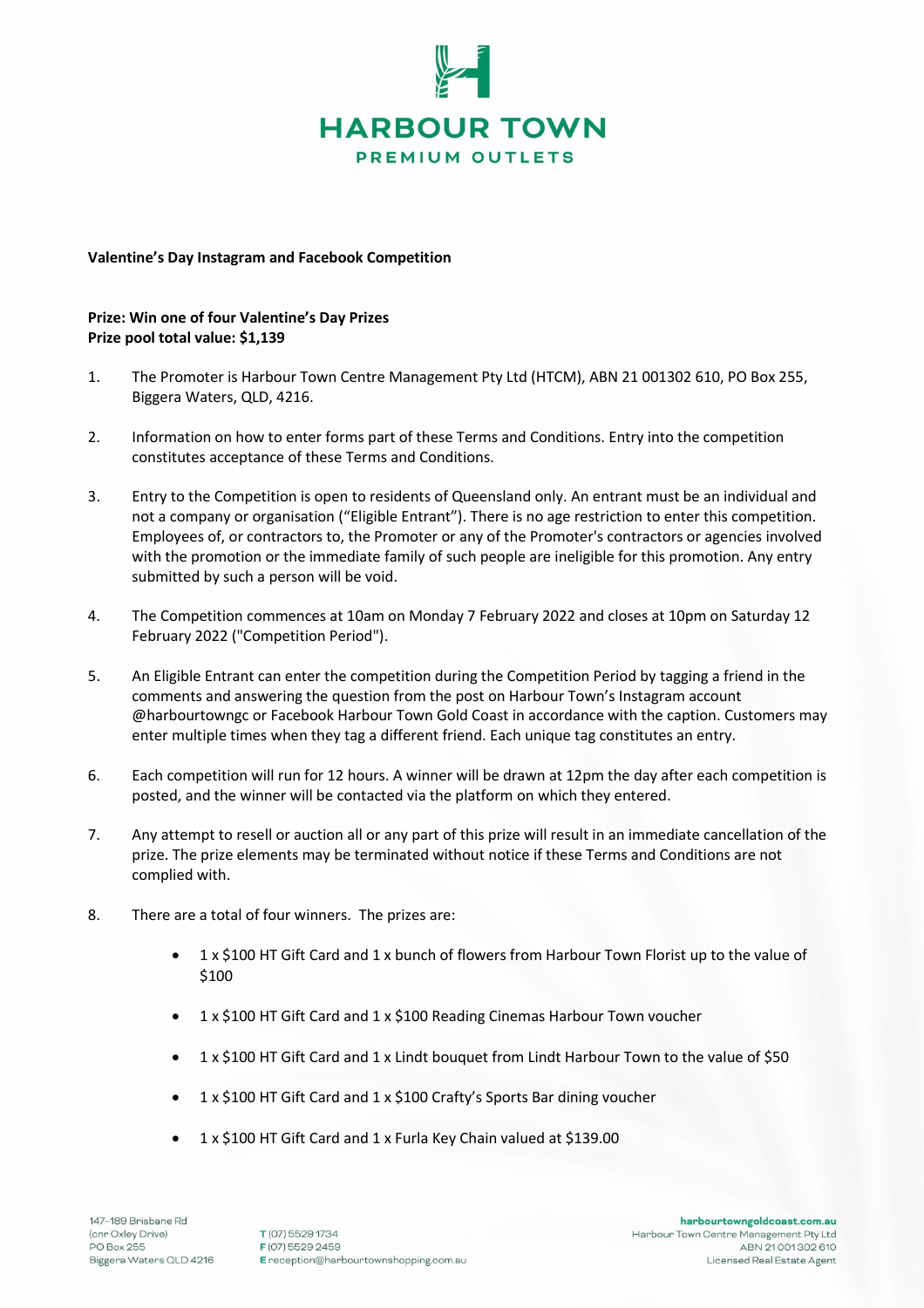# HARBOUR TOWN

PREMIUM OUTLETS

**Valentine's Day Instagram and Facebook Competition**

**Prize: Win one of four Valentine's Day Prizes**
**Prize pool total value: $1,139**

1. The Promoter is Harbour Town Centre Management Pty Ltd (HTCM), ABN 21 001302 610, PO Box 255, Biggera Waters, QLD, 4216.

2. Information on how to enter forms part of these Terms and Conditions. Entry into the competition constitutes acceptance of these Terms and Conditions.

3. Entry to the Competition is open to residents of Queensland only. An entrant must be an individual and not a company or organisation ("Eligible Entrant"). There is no age restriction to enter this competition. Employees of, or contractors to, the Promoter or any of the Promoter's contractors or agencies involved with the promotion or the immediate family of such people are ineligible for this promotion. Any entry submitted by such a person will be void.

4. The Competition commences at 10am on Monday 7 February 2022 and closes at 10pm on Saturday 12 February 2022 ("Competition Period").

5. An Eligible Entrant can enter the competition during the Competition Period by tagging a friend in the comments and answering the question from the post on Harbour Town's Instagram account @harbourtowngc or Facebook Harbour Town Gold Coast in accordance with the caption. Customers may enter multiple times when they tag a different friend. Each unique tag constitutes an entry.

6. Each competition will run for 12 hours. A winner will be drawn at 12pm the day after each competition is posted, and the winner will be contacted via the platform on which they entered.

7. Any attempt to resell or auction all or any part of this prize will result in an immediate cancellation of the prize. The prize elements may be terminated without notice if these Terms and Conditions are not complied with.

8. There are a total of four winners. The prizes are:

   - 1 x $100 HT Gift Card and 1 x bunch of flowers from Harbour Town Florist up to the value of $100
   - 1 x $100 HT Gift Card and 1 x $100 Reading Cinemas Harbour Town voucher
   - 1 x $100 HT Gift Card and 1 x Lindt bouquet from Lindt Harbour Town to the value of $50
   - 1 x $100 HT Gift Card and 1 x $100 Crafty's Sports Bar dining voucher
   - 1 x $100 HT Gift Card and 1 x Furla Key Chain valued at $139.00

147–189 Brisbane Rd
(cnr Oxley Drive)
PO Box 255
Biggera Waters QLD 4216

T (07) 5529 1734
F (07) 5529 2459
E reception@harbourtownshopping.com.au

harbourtowngoldcoast.com.au
Harbour Town Centre Management Pty Ltd
ABN 21 001 302 610
Licensed Real Estate Agent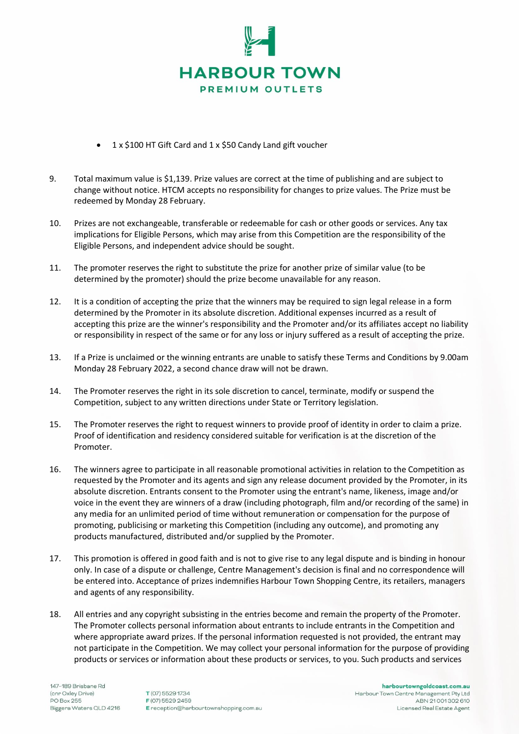- 1 x $100 HT Gift Card and 1 x $50 Candy Land gift voucher

9. Total maximum value is $1,139. Prize values are correct at the time of publishing and are subject to change without notice. HTCM accepts no responsibility for changes to prize values. The Prize must be redeemed by Monday 28 February.

10. Prizes are not exchangeable, transferable or redeemable for cash or other goods or services. Any tax implications for Eligible Persons, which may arise from this Competition are the responsibility of the Eligible Persons, and independent advice should be sought.

11. The promoter reserves the right to substitute the prize for another prize of similar value (to be determined by the promoter) should the prize become unavailable for any reason.

12. It is a condition of accepting the prize that the winners may be required to sign legal release in a form determined by the Promoter in its absolute discretion. Additional expenses incurred as a result of accepting this prize are the winner's responsibility and the Promoter and/or its affiliates accept no liability or responsibility in respect of the same or for any loss or injury suffered as a result of accepting the prize.

13. If a Prize is unclaimed or the winning entrants are unable to satisfy these Terms and Conditions by 9.00am Monday 28 February 2022, a second chance draw will not be drawn.

14. The Promoter reserves the right in its sole discretion to cancel, terminate, modify or suspend the Competition, subject to any written directions under State or Territory legislation.

15. The Promoter reserves the right to request winners to provide proof of identity in order to claim a prize. Proof of identification and residency considered suitable for verification is at the discretion of the Promoter.

16. The winners agree to participate in all reasonable promotional activities in relation to the Competition as requested by the Promoter and its agents and sign any release document provided by the Promoter, in its absolute discretion. Entrants consent to the Promoter using the entrant's name, likeness, image and/or voice in the event they are winners of a draw (including photograph, film and/or recording of the same) in any media for an unlimited period of time without remuneration or compensation for the purpose of promoting, publicising or marketing this Competition (including any outcome), and promoting any products manufactured, distributed and/or supplied by the Promoter.

17. This promotion is offered in good faith and is not to give rise to any legal dispute and is binding in honour only. In case of a dispute or challenge, Centre Management's decision is final and no correspondence will be entered into. Acceptance of prizes indemnifies Harbour Town Shopping Centre, its retailers, managers and agents of any responsibility.

18. All entries and any copyright subsisting in the entries become and remain the property of the Promoter. The Promoter collects personal information about entrants to include entrants in the Competition and where appropriate award prizes. If the personal information requested is not provided, the entrant may not participate in the Competition. We may collect your personal information for the purpose of providing products or services or information about these products or services, to you. Such products and services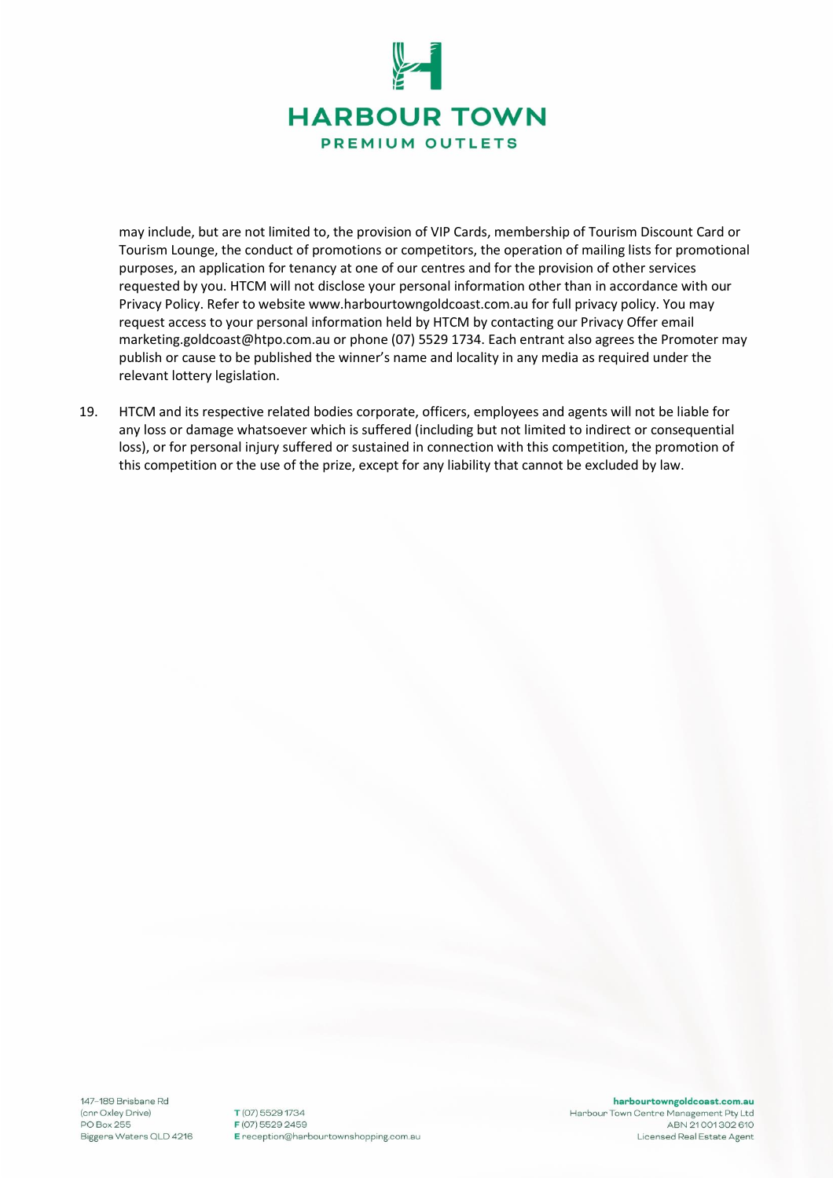may include, but are not limited to, the provision of VIP Cards, membership of Tourism Discount Card or Tourism Lounge, the conduct of promotions or competitors, the operation of mailing lists for promotional purposes, an application for tenancy at one of our centres and for the provision of other services requested by you. HTCM will not disclose your personal information other than in accordance with our Privacy Policy. Refer to website www.harbourtowngoldcoast.com.au for full privacy policy. You may request access to your personal information held by HTCM by contacting our Privacy Offer email marketing.goldcoast@htpo.com.au or phone (07) 5529 1734. Each entrant also agrees the Promoter may publish or cause to be published the winner's name and locality in any media as required under the relevant lottery legislation.

19. HTCM and its respective related bodies corporate, officers, employees and agents will not be liable for any loss or damage whatsoever which is suffered (including but not limited to indirect or consequential loss), or for personal injury suffered or sustained in connection with this competition, the promotion of this competition or the use of the prize, except for any liability that cannot be excluded by law.